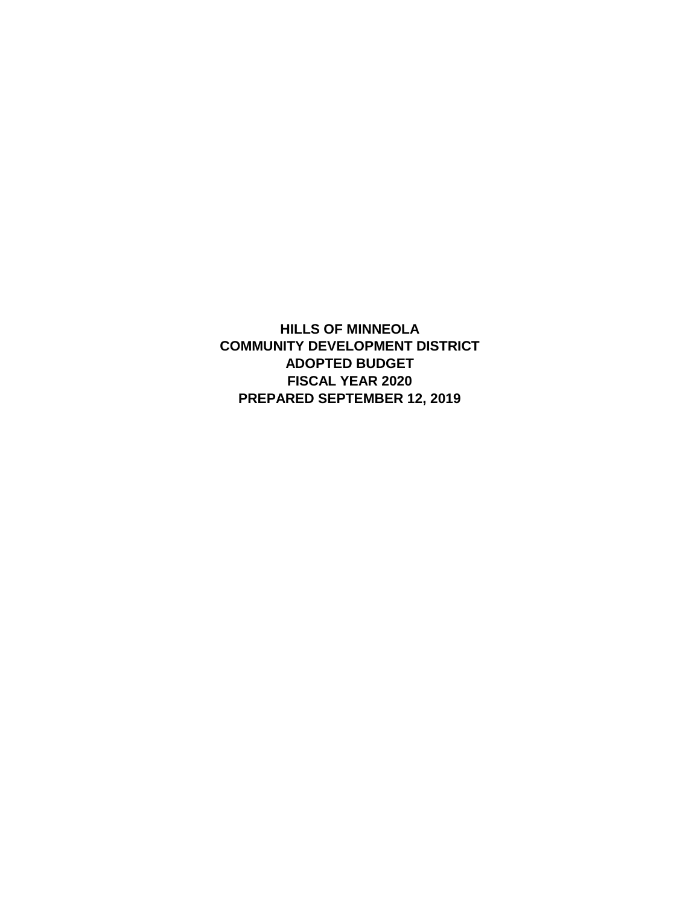# HILLS OF MINNEOLA
# COMMUNITY DEVELOPMENT DISTRICT
# ADOPTED BUDGET
# FISCAL YEAR 2020
# PREPARED SEPTEMBER 12, 2019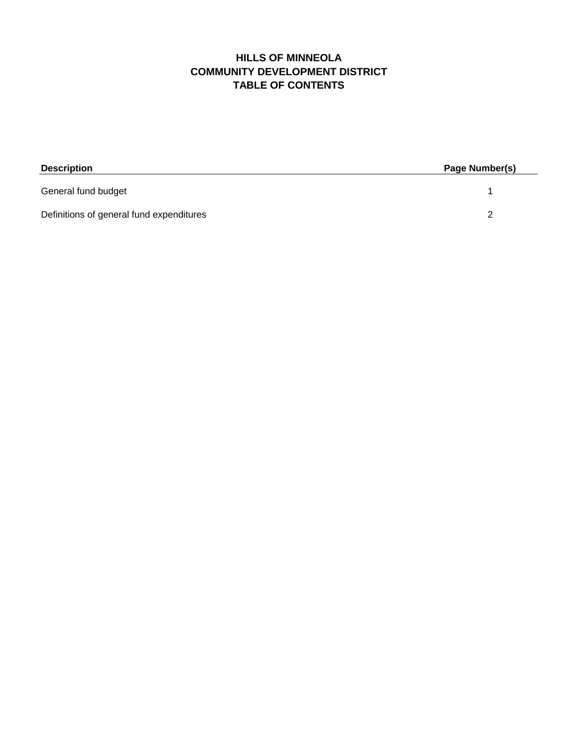# HILLS OF MINNEOLA
# COMMUNITY DEVELOPMENT DISTRICT
# TABLE OF CONTENTS

| Description | Page Number(s) |
|---|---|
| General fund budget | 1 |
| Definitions of general fund expenditures | 2 |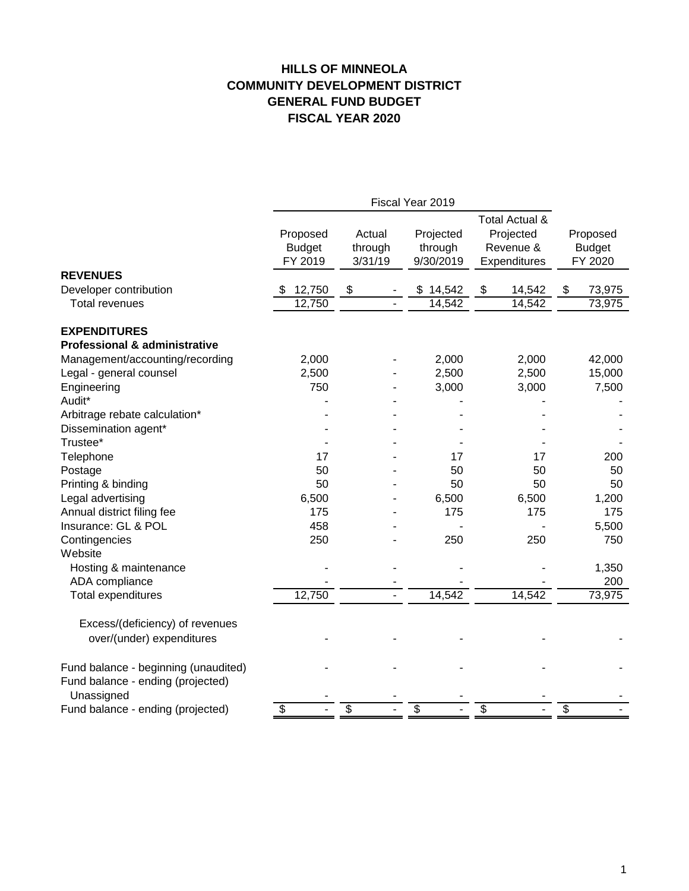# HILLS OF MINNEOLA
# COMMUNITY DEVELOPMENT DISTRICT
# GENERAL FUND BUDGET
# FISCAL YEAR 2020

| | Fiscal Year 2019 | | | | |
|---|---|---|---|---|---|
| | Proposed Budget FY 2019 | Actual through 3/31/19 | Projected through 9/30/2019 | Total Actual & Projected Revenue & Expenditures | Proposed Budget FY 2020 |
| **REVENUES** | | | | | |
| Developer contribution | $ 12,750 | $ - | $ 14,542 | $ 14,542 | $ 73,975 |
| Total revenues | 12,750 | - | 14,542 | 14,542 | 73,975 |
| | | | | | |
| **EXPENDITURES** | | | | | |
| **Professional & administrative** | | | | | |
| Management/accounting/recording | 2,000 | - | 2,000 | 2,000 | 42,000 |
| Legal - general counsel | 2,500 | - | 2,500 | 2,500 | 15,000 |
| Engineering | 750 | - | 3,000 | 3,000 | 7,500 |
| Audit* | - | - | - | - | - |
| Arbitrage rebate calculation* | - | - | - | - | - |
| Dissemination agent* | - | - | - | - | - |
| Trustee* | - | - | - | - | - |
| Telephone | 17 | - | 17 | 17 | 200 |
| Postage | 50 | - | 50 | 50 | 50 |
| Printing & binding | 50 | - | 50 | 50 | 50 |
| Legal advertising | 6,500 | - | 6,500 | 6,500 | 1,200 |
| Annual district filing fee | 175 | - | 175 | 175 | 175 |
| Insurance: GL & POL | 458 | - | - | - | 5,500 |
| Contingencies | 250 | - | 250 | 250 | 750 |
| Website | | | | | |
| Hosting & maintenance | - | - | - | - | 1,350 |
| ADA compliance | - | - | - | - | 200 |
| Total expenditures | 12,750 | - | 14,542 | 14,542 | 73,975 |
| | | | | | |
| Excess/(deficiency) of revenues over/(under) expenditures | - | - | - | - | - |
| | | | | | |
| Fund balance - beginning (unaudited) | - | - | - | - | - |
| Fund balance - ending (projected) | | | | | |
| Unassigned | - | - | - | - | - |
| Fund balance - ending (projected) | $ - | $ - | $ - | $ - | $ - |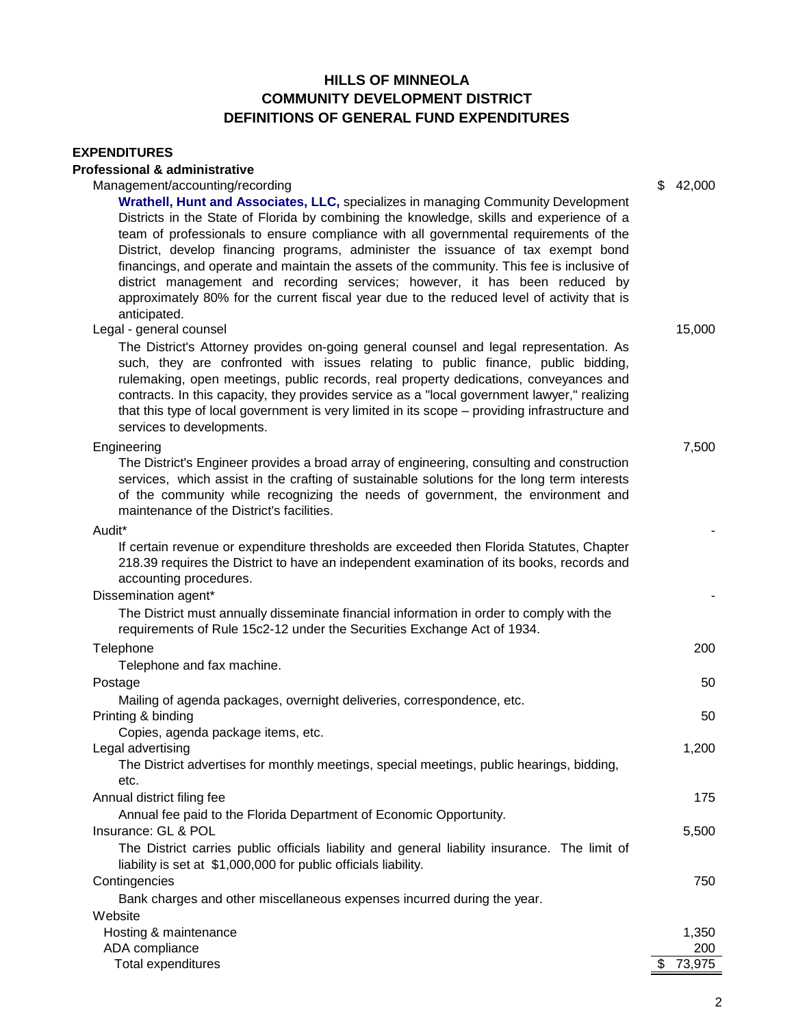# HILLS OF MINNEOLA
# COMMUNITY DEVELOPMENT DISTRICT
# DEFINITIONS OF GENERAL FUND EXPENDITURES

**EXPENDITURES**

**Professional & administrative**

| | |
|---|---|
| Management/accounting/recording | $ 42,000 |
| **Wrathell, Hunt and Associates, LLC,** specializes in managing Community Development Districts in the State of Florida by combining the knowledge, skills and experience of a team of professionals to ensure compliance with all governmental requirements of the District, develop financing programs, administer the issuance of tax exempt bond financings, and operate and maintain the assets of the community. This fee is inclusive of district management and recording services; however, it has been reduced by approximately 80% for the current fiscal year due to the reduced level of activity that is anticipated. | |
| Legal - general counsel | 15,000 |
| The District's Attorney provides on-going general counsel and legal representation. As such, they are confronted with issues relating to public finance, public bidding, rulemaking, open meetings, public records, real property dedications, conveyances and contracts. In this capacity, they provides service as a "local government lawyer," realizing that this type of local government is very limited in its scope – providing infrastructure and services to developments. | |
| Engineering | 7,500 |
| The District's Engineer provides a broad array of engineering, consulting and construction services, which assist in the crafting of sustainable solutions for the long term interests of the community while recognizing the needs of government, the environment and maintenance of the District's facilities. | |
| Audit* | - |
| If certain revenue or expenditure thresholds are exceeded then Florida Statutes, Chapter 218.39 requires the District to have an independent examination of its books, records and accounting procedures. | |
| Dissemination agent* | - |
| The District must annually disseminate financial information in order to comply with the requirements of Rule 15c2-12 under the Securities Exchange Act of 1934. | |
| Telephone | 200 |
| Telephone and fax machine. | |
| Postage | 50 |
| Mailing of agenda packages, overnight deliveries, correspondence, etc. | |
| Printing & binding | 50 |
| Copies, agenda package items, etc. | |
| Legal advertising | 1,200 |
| The District advertises for monthly meetings, special meetings, public hearings, bidding, etc. | |
| Annual district filing fee | 175 |
| Annual fee paid to the Florida Department of Economic Opportunity. | |
| Insurance: GL & POL | 5,500 |
| The District carries public officials liability and general liability insurance. The limit of liability is set at $1,000,000 for public officials liability. | |
| Contingencies | 750 |
| Bank charges and other miscellaneous expenses incurred during the year. | |
| Website | |
| Hosting & maintenance | 1,350 |
| ADA compliance | 200 |
| Total expenditures | $ 73,975 |